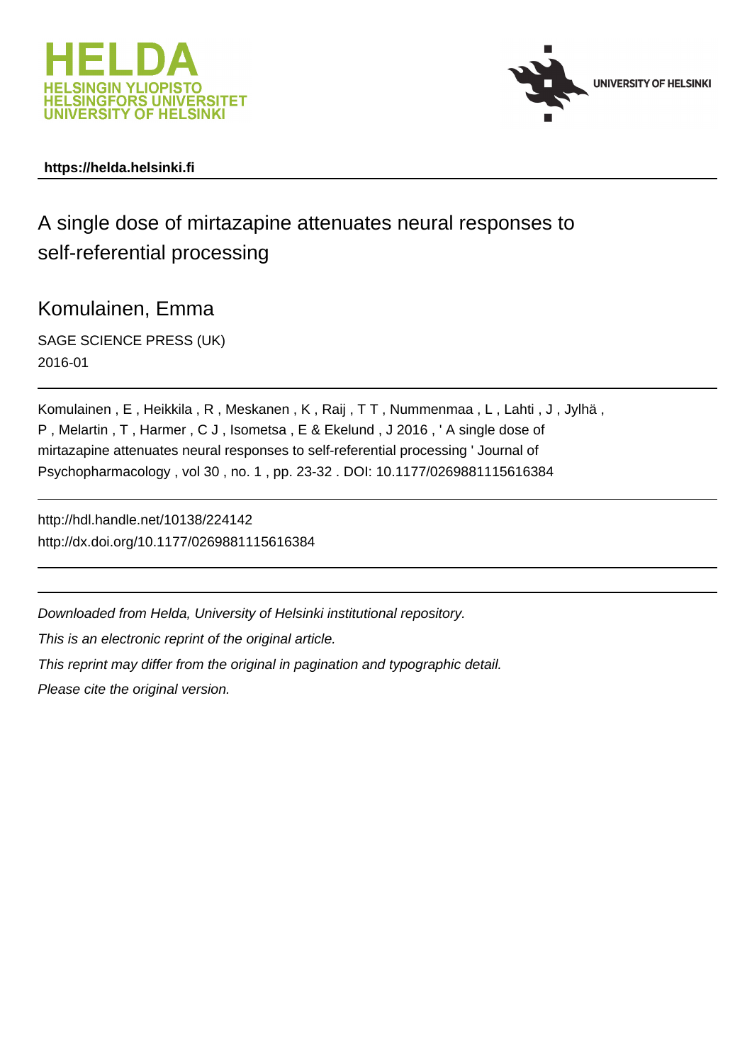HELDA
HELSINGIN YLIOPISTO
HELSINGFORS UNIVERSITET
UNIVERSITY OF HELSINKI

UNIVERSITY OF HELSINKI

**https://helda.helsinki.fi**

# A single dose of mirtazapine attenuates neural responses to self-referential processing

## Komulainen, Emma

SAGE SCIENCE PRESS (UK)

2016-01

Komulainen , E , Heikkila , R , Meskanen , K , Raij , T T , Nummenmaa , L , Lahti , J , Jylhä , P , Melartin , T , Harmer , C J , Isometsa , E & Ekelund , J 2016 , ' A single dose of mirtazapine attenuates neural responses to self-referential processing ' Journal of Psychopharmacology , vol 30 , no. 1 , pp. 23-32 . DOI: 10.1177/0269881115616384

http://hdl.handle.net/10138/224142
http://dx.doi.org/10.1177/0269881115616384

*Downloaded from Helda, University of Helsinki institutional repository.*

*This is an electronic reprint of the original article.*

*This reprint may differ from the original in pagination and typographic detail.*

*Please cite the original version.*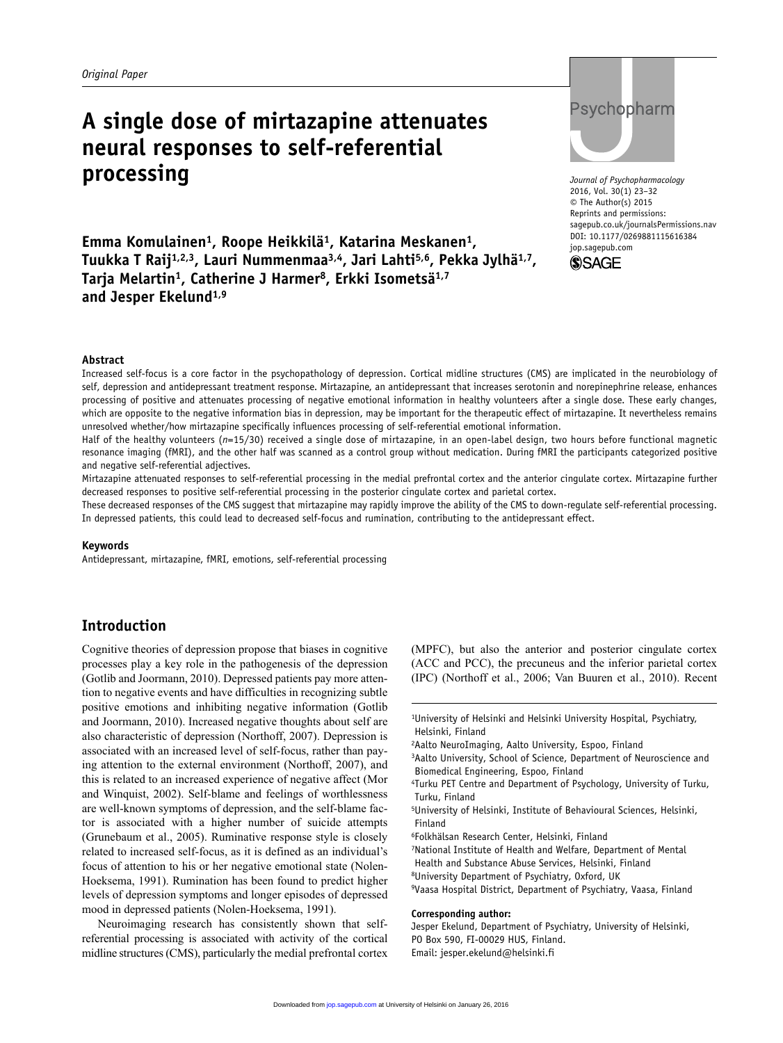*Original Paper*

# A single dose of mirtazapine attenuates neural responses to self-referential processing

*Journal of Psychopharmacology*
2016, Vol. 30(1) 23–32
© The Author(s) 2015
Reprints and permissions:
sagepub.co.uk/journalsPermissions.nav
DOI: 10.1177/0269881115616384
jop.sagepub.com

**Emma Komulainen[1], Roope Heikkilä[1], Katarina Meskanen[1], Tuukka T Raij[1,2,3], Lauri Nummenmaa[3,4], Jari Lahti[5,6], Pekka Jylhä[1,7], Tarja Melartin[1], Catherine J Harmer[8], Erkki Isometsä[1,7] and Jesper Ekelund[1,9]**

### Abstract

Increased self-focus is a core factor in the psychopathology of depression. Cortical midline structures (CMS) are implicated in the neurobiology of self, depression and antidepressant treatment response. Mirtazapine, an antidepressant that increases serotonin and norepinephrine release, enhances processing of positive and attenuates processing of negative emotional information in healthy volunteers after a single dose. These early changes, which are opposite to the negative information bias in depression, may be important for the therapeutic effect of mirtazapine. It nevertheless remains unresolved whether/how mirtazapine specifically influences processing of self-referential emotional information.

Half of the healthy volunteers (*n*=15/30) received a single dose of mirtazapine, in an open-label design, two hours before functional magnetic resonance imaging (fMRI), and the other half was scanned as a control group without medication. During fMRI the participants categorized positive and negative self-referential adjectives.

Mirtazapine attenuated responses to self-referential processing in the medial prefrontal cortex and the anterior cingulate cortex. Mirtazapine further decreased responses to positive self-referential processing in the posterior cingulate cortex and parietal cortex.

These decreased responses of the CMS suggest that mirtazapine may rapidly improve the ability of the CMS to down-regulate self-referential processing. In depressed patients, this could lead to decreased self-focus and rumination, contributing to the antidepressant effect.

### Keywords

Antidepressant, mirtazapine, fMRI, emotions, self-referential processing

## Introduction

Cognitive theories of depression propose that biases in cognitive processes play a key role in the pathogenesis of the depression (Gotlib and Joormann, 2010). Depressed patients pay more attention to negative events and have difficulties in recognizing subtle positive emotions and inhibiting negative information (Gotlib and Joormann, 2010). Increased negative thoughts about self are also characteristic of depression (Northoff, 2007). Depression is associated with an increased level of self-focus, rather than paying attention to the external environment (Northoff, 2007), and this is related to an increased experience of negative affect (Mor and Winquist, 2002). Self-blame and feelings of worthlessness are well-known symptoms of depression, and the self-blame factor is associated with a higher number of suicide attempts (Grunebaum et al., 2005). Ruminative response style is closely related to increased self-focus, as it is defined as an individual's focus of attention to his or her negative emotional state (Nolen-Hoeksema, 1991). Rumination has been found to predict higher levels of depression symptoms and longer episodes of depressed mood in depressed patients (Nolen-Hoeksema, 1991).

Neuroimaging research has consistently shown that self-referential processing is associated with activity of the cortical midline structures (CMS), particularly the medial prefrontal cortex (MPFC), but also the anterior and posterior cingulate cortex (ACC and PCC), the precuneus and the inferior parietal cortex (IPC) (Northoff et al., 2006; Van Buuren et al., 2010). Recent

[1]University of Helsinki and Helsinki University Hospital, Psychiatry, Helsinki, Finland
[2]Aalto NeuroImaging, Aalto University, Espoo, Finland
[3]Aalto University, School of Science, Department of Neuroscience and Biomedical Engineering, Espoo, Finland
[4]Turku PET Centre and Department of Psychology, University of Turku, Turku, Finland
[5]University of Helsinki, Institute of Behavioural Sciences, Helsinki, Finland
[6]Folkhälsan Research Center, Helsinki, Finland
[7]National Institute of Health and Welfare, Department of Mental Health and Substance Abuse Services, Helsinki, Finland
[8]University Department of Psychiatry, Oxford, UK
[9]Vaasa Hospital District, Department of Psychiatry, Vaasa, Finland

**Corresponding author:**
Jesper Ekelund, Department of Psychiatry, University of Helsinki, PO Box 590, FI-00029 HUS, Finland.
Email: jesper.ekelund@helsinki.fi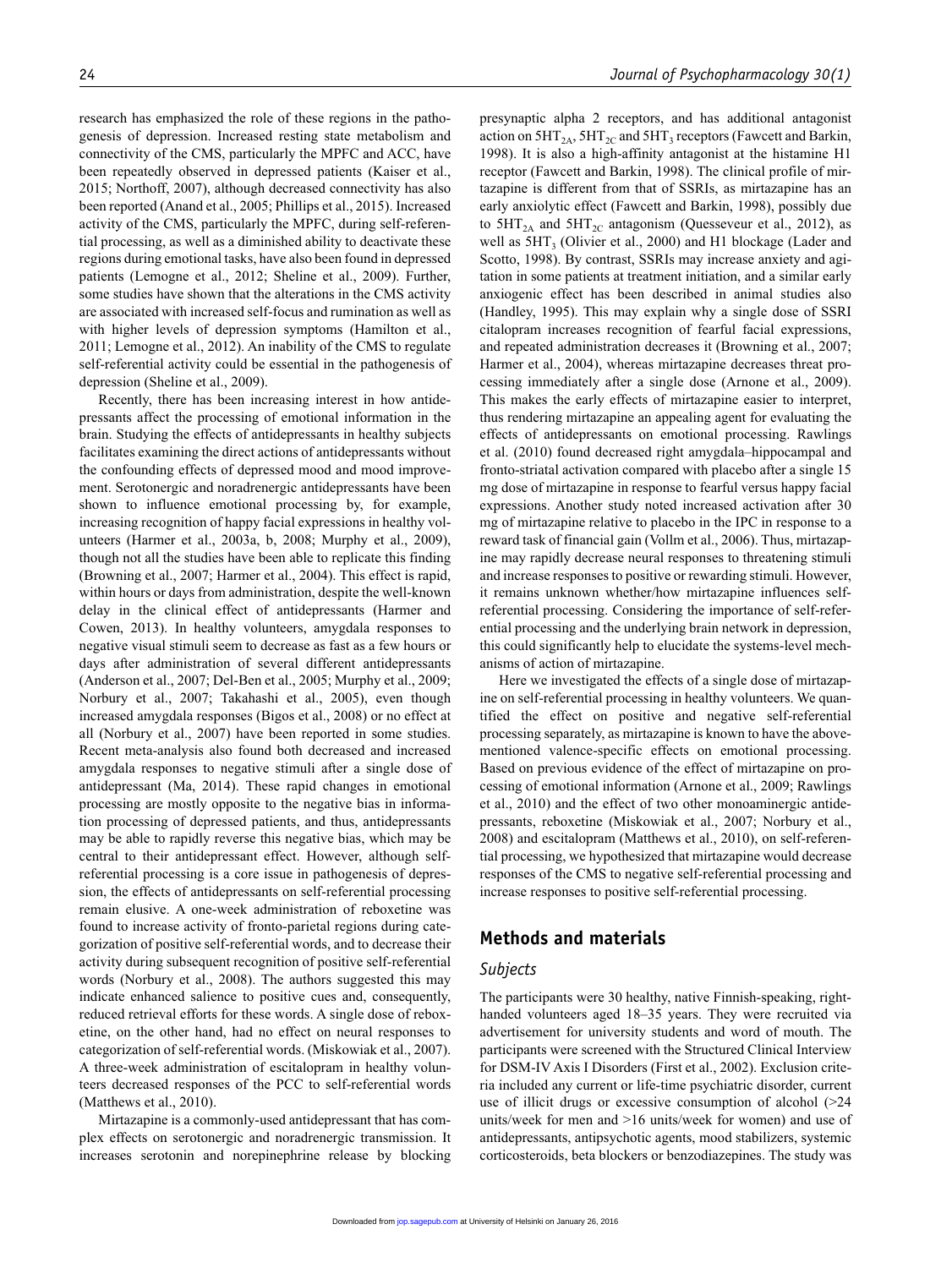research has emphasized the role of these regions in the pathogenesis of depression. Increased resting state metabolism and connectivity of the CMS, particularly the MPFC and ACC, have been repeatedly observed in depressed patients (Kaiser et al., 2015; Northoff, 2007), although decreased connectivity has also been reported (Anand et al., 2005; Phillips et al., 2015). Increased activity of the CMS, particularly the MPFC, during self-referential processing, as well as a diminished ability to deactivate these regions during emotional tasks, have also been found in depressed patients (Lemogne et al., 2012; Sheline et al., 2009). Further, some studies have shown that the alterations in the CMS activity are associated with increased self-focus and rumination as well as with higher levels of depression symptoms (Hamilton et al., 2011; Lemogne et al., 2012). An inability of the CMS to regulate self-referential activity could be essential in the pathogenesis of depression (Sheline et al., 2009).

Recently, there has been increasing interest in how antidepressants affect the processing of emotional information in the brain. Studying the effects of antidepressants in healthy subjects facilitates examining the direct actions of antidepressants without the confounding effects of depressed mood and mood improvement. Serotonergic and noradrenergic antidepressants have been shown to influence emotional processing by, for example, increasing recognition of happy facial expressions in healthy volunteers (Harmer et al., 2003a, b, 2008; Murphy et al., 2009), though not all the studies have been able to replicate this finding (Browning et al., 2007; Harmer et al., 2004). This effect is rapid, within hours or days from administration, despite the well-known delay in the clinical effect of antidepressants (Harmer and Cowen, 2013). In healthy volunteers, amygdala responses to negative visual stimuli seem to decrease as fast as a few hours or days after administration of several different antidepressants (Anderson et al., 2007; Del-Ben et al., 2005; Murphy et al., 2009; Norbury et al., 2007; Takahashi et al., 2005), even though increased amygdala responses (Bigos et al., 2008) or no effect at all (Norbury et al., 2007) have been reported in some studies. Recent meta-analysis also found both decreased and increased amygdala responses to negative stimuli after a single dose of antidepressant (Ma, 2014). These rapid changes in emotional processing are mostly opposite to the negative bias in information processing of depressed patients, and thus, antidepressants may be able to rapidly reverse this negative bias, which may be central to their antidepressant effect. However, although self-referential processing is a core issue in pathogenesis of depression, the effects of antidepressants on self-referential processing remain elusive. A one-week administration of reboxetine was found to increase activity of fronto-parietal regions during categorization of positive self-referential words, and to decrease their activity during subsequent recognition of positive self-referential words (Norbury et al., 2008). The authors suggested this may indicate enhanced salience to positive cues and, consequently, reduced retrieval efforts for these words. A single dose of reboxetine, on the other hand, had no effect on neural responses to categorization of self-referential words. (Miskowiak et al., 2007). A three-week administration of escitalopram in healthy volunteers decreased responses of the PCC to self-referential words (Matthews et al., 2010).

Mirtazapine is a commonly-used antidepressant that has complex effects on serotonergic and noradrenergic transmission. It increases serotonin and norepinephrine release by blocking presynaptic alpha 2 receptors, and has additional antagonist action on $5HT_{2A}$, $5HT_{2C}$ and $5HT_3$ receptors (Fawcett and Barkin, 1998). It is also a high-affinity antagonist at the histamine H1 receptor (Fawcett and Barkin, 1998). The clinical profile of mirtazapine is different from that of SSRIs, as mirtazapine has an early anxiolytic effect (Fawcett and Barkin, 1998), possibly due to $5HT_{2A}$ and $5HT_{2C}$ antagonism (Quesseveur et al., 2012), as well as $5HT_3$ (Olivier et al., 2000) and H1 blockage (Lader and Scotto, 1998). By contrast, SSRIs may increase anxiety and agitation in some patients at treatment initiation, and a similar early anxiogenic effect has been described in animal studies also (Handley, 1995). This may explain why a single dose of SSRI citalopram increases recognition of fearful facial expressions, and repeated administration decreases it (Browning et al., 2007; Harmer et al., 2004), whereas mirtazapine decreases threat processing immediately after a single dose (Arnone et al., 2009). This makes the early effects of mirtazapine easier to interpret, thus rendering mirtazapine an appealing agent for evaluating the effects of antidepressants on emotional processing. Rawlings et al. (2010) found decreased right amygdala–hippocampal and fronto-striatal activation compared with placebo after a single 15 mg dose of mirtazapine in response to fearful versus happy facial expressions. Another study noted increased activation after 30 mg of mirtazapine relative to placebo in the IPC in response to a reward task of financial gain (Vollm et al., 2006). Thus, mirtazapine may rapidly decrease neural responses to threatening stimuli and increase responses to positive or rewarding stimuli. However, it remains unknown whether/how mirtazapine influences self-referential processing. Considering the importance of self-referential processing and the underlying brain network in depression, this could significantly help to elucidate the systems-level mechanisms of action of mirtazapine.

Here we investigated the effects of a single dose of mirtazapine on self-referential processing in healthy volunteers. We quantified the effect on positive and negative self-referential processing separately, as mirtazapine is known to have the above-mentioned valence-specific effects on emotional processing. Based on previous evidence of the effect of mirtazapine on processing of emotional information (Arnone et al., 2009; Rawlings et al., 2010) and the effect of two other monoaminergic antidepressants, reboxetine (Miskowiak et al., 2007; Norbury et al., 2008) and escitalopram (Matthews et al., 2010), on self-referential processing, we hypothesized that mirtazapine would decrease responses of the CMS to negative self-referential processing and increase responses to positive self-referential processing.

## Methods and materials

### Subjects

The participants were 30 healthy, native Finnish-speaking, right-handed volunteers aged 18–35 years. They were recruited via advertisement for university students and word of mouth. The participants were screened with the Structured Clinical Interview for DSM-IV Axis I Disorders (First et al., 2002). Exclusion criteria included any current or life-time psychiatric disorder, current use of illicit drugs or excessive consumption of alcohol (>24 units/week for men and >16 units/week for women) and use of antidepressants, antipsychotic agents, mood stabilizers, systemic corticosteroids, beta blockers or benzodiazepines. The study was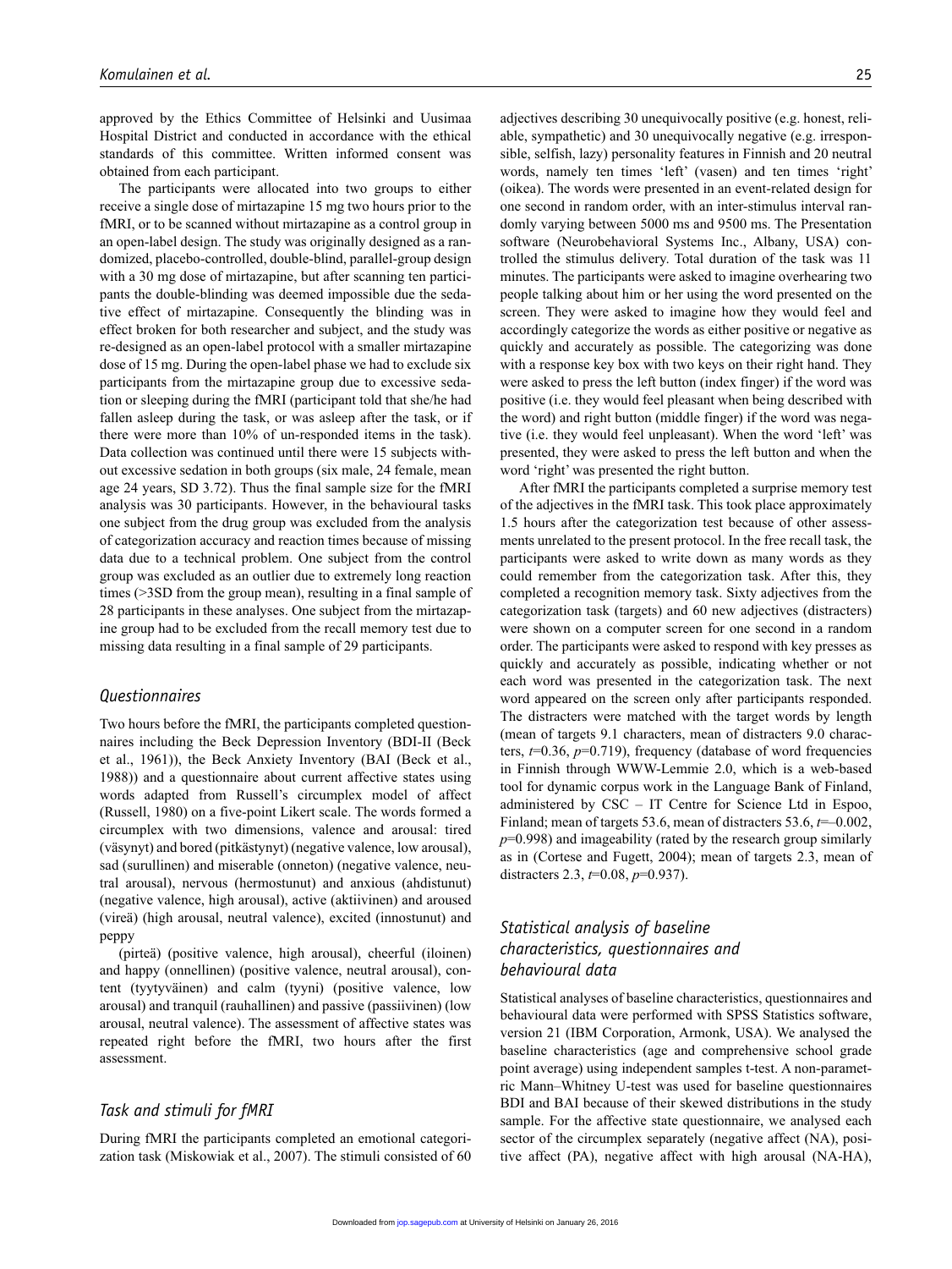approved by the Ethics Committee of Helsinki and Uusimaa Hospital District and conducted in accordance with the ethical standards of this committee. Written informed consent was obtained from each participant.

The participants were allocated into two groups to either receive a single dose of mirtazapine 15 mg two hours prior to the fMRI, or to be scanned without mirtazapine as a control group in an open-label design. The study was originally designed as a randomized, placebo-controlled, double-blind, parallel-group design with a 30 mg dose of mirtazapine, but after scanning ten participants the double-blinding was deemed impossible due the sedative effect of mirtazapine. Consequently the blinding was in effect broken for both researcher and subject, and the study was re-designed as an open-label protocol with a smaller mirtazapine dose of 15 mg. During the open-label phase we had to exclude six participants from the mirtazapine group due to excessive sedation or sleeping during the fMRI (participant told that she/he had fallen asleep during the task, or was asleep after the task, or if there were more than 10% of un-responded items in the task). Data collection was continued until there were 15 subjects without excessive sedation in both groups (six male, 24 female, mean age 24 years, SD 3.72). Thus the final sample size for the fMRI analysis was 30 participants. However, in the behavioural tasks one subject from the drug group was excluded from the analysis of categorization accuracy and reaction times because of missing data due to a technical problem. One subject from the control group was excluded as an outlier due to extremely long reaction times (>3SD from the group mean), resulting in a final sample of 28 participants in these analyses. One subject from the mirtazapine group had to be excluded from the recall memory test due to missing data resulting in a final sample of 29 participants.

## Questionnaires

Two hours before the fMRI, the participants completed questionnaires including the Beck Depression Inventory (BDI-II (Beck et al., 1961)), the Beck Anxiety Inventory (BAI (Beck et al., 1988)) and a questionnaire about current affective states using words adapted from Russell's circumplex model of affect (Russell, 1980) on a five-point Likert scale. The words formed a circumplex with two dimensions, valence and arousal: tired (väsynyt) and bored (pitkästynyt) (negative valence, low arousal), sad (surullinen) and miserable (onneton) (negative valence, neutral arousal), nervous (hermostunut) and anxious (ahdistunut) (negative valence, high arousal), active (aktiivinen) and aroused (vireä) (high arousal, neutral valence), excited (innostunut) and peppy (pirteä) (positive valence, high arousal), cheerful (iloinen) and happy (onnellinen) (positive valence, neutral arousal), content (tyytyväinen) and calm (tyyni) (positive valence, low arousal) and tranquil (rauhallinen) and passive (passiivinen) (low arousal, neutral valence). The assessment of affective states was repeated right before the fMRI, two hours after the first assessment.

## Task and stimuli for fMRI

During fMRI the participants completed an emotional categorization task (Miskowiak et al., 2007). The stimuli consisted of 60 adjectives describing 30 unequivocally positive (e.g. honest, reliable, sympathetic) and 30 unequivocally negative (e.g. irresponsible, selfish, lazy) personality features in Finnish and 20 neutral words, namely ten times 'left' (vasen) and ten times 'right' (oikea). The words were presented in an event-related design for one second in random order, with an inter-stimulus interval randomly varying between 5000 ms and 9500 ms. The Presentation software (Neurobehavioral Systems Inc., Albany, USA) controlled the stimulus delivery. Total duration of the task was 11 minutes. The participants were asked to imagine overhearing two people talking about him or her using the word presented on the screen. They were asked to imagine how they would feel and accordingly categorize the words as either positive or negative as quickly and accurately as possible. The categorizing was done with a response key box with two keys on their right hand. They were asked to press the left button (index finger) if the word was positive (i.e. they would feel pleasant when being described with the word) and right button (middle finger) if the word was negative (i.e. they would feel unpleasant). When the word 'left' was presented, they were asked to press the left button and when the word 'right' was presented the right button.

After fMRI the participants completed a surprise memory test of the adjectives in the fMRI task. This took place approximately 1.5 hours after the categorization test because of other assessments unrelated to the present protocol. In the free recall task, the participants were asked to write down as many words as they could remember from the categorization task. After this, they completed a recognition memory task. Sixty adjectives from the categorization task (targets) and 60 new adjectives (distracters) were shown on a computer screen for one second in a random order. The participants were asked to respond with key presses as quickly and accurately as possible, indicating whether or not each word was presented in the categorization task. The next word appeared on the screen only after participants responded. The distracters were matched with the target words by length (mean of targets 9.1 characters, mean of distracters 9.0 characters, $t$=0.36, $p$=0.719), frequency (database of word frequencies in Finnish through WWW-Lemmie 2.0, which is a web-based tool for dynamic corpus work in the Language Bank of Finland, administered by CSC – IT Centre for Science Ltd in Espoo, Finland; mean of targets 53.6, mean of distracters 53.6, $t$=–0.002, $p$=0.998) and imageability (rated by the research group similarly as in (Cortese and Fugett, 2004); mean of targets 2.3, mean of distracters 2.3, $t$=0.08, $p$=0.937).

## Statistical analysis of baseline characteristics, questionnaires and behavioural data

Statistical analyses of baseline characteristics, questionnaires and behavioural data were performed with SPSS Statistics software, version 21 (IBM Corporation, Armonk, USA). We analysed the baseline characteristics (age and comprehensive school grade point average) using independent samples t-test. A non-parametric Mann–Whitney U-test was used for baseline questionnaires BDI and BAI because of their skewed distributions in the study sample. For the affective state questionnaire, we analysed each sector of the circumplex separately (negative affect (NA), positive affect (PA), negative affect with high arousal (NA-HA),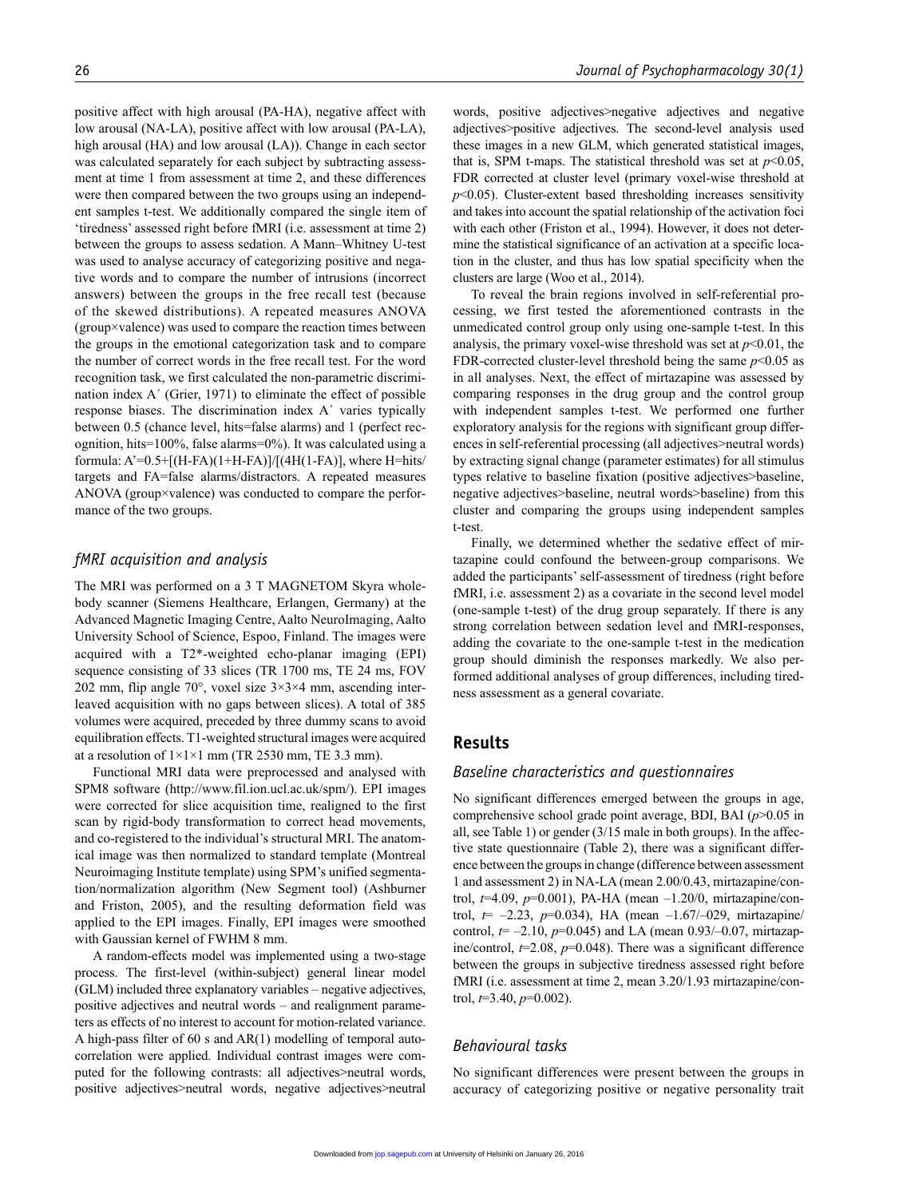positive affect with high arousal (PA-HA), negative affect with low arousal (NA-LA), positive affect with low arousal (PA-LA), high arousal (HA) and low arousal (LA)). Change in each sector was calculated separately for each subject by subtracting assessment at time 1 from assessment at time 2, and these differences were then compared between the two groups using an independent samples t-test. We additionally compared the single item of 'tiredness' assessed right before fMRI (i.e. assessment at time 2) between the groups to assess sedation. A Mann–Whitney U-test was used to analyse accuracy of categorizing positive and negative words and to compare the number of intrusions (incorrect answers) between the groups in the free recall test (because of the skewed distributions). A repeated measures ANOVA (group×valence) was used to compare the reaction times between the groups in the emotional categorization task and to compare the number of correct words in the free recall test. For the word recognition task, we first calculated the non-parametric discrimination index A´ (Grier, 1971) to eliminate the effect of possible response biases. The discrimination index A´ varies typically between 0.5 (chance level, hits=false alarms) and 1 (perfect recognition, hits=100%, false alarms=0%). It was calculated using a formula: $A' = 0.5 + [(H-FA)(1+H-FA)]/[(4H(1-FA)]$, where H=hits/targets and FA=false alarms/distractors. A repeated measures ANOVA (group×valence) was conducted to compare the performance of the two groups.

### *fMRI acquisition and analysis*

The MRI was performed on a 3 T MAGNETOM Skyra whole-body scanner (Siemens Healthcare, Erlangen, Germany) at the Advanced Magnetic Imaging Centre, Aalto NeuroImaging, Aalto University School of Science, Espoo, Finland. The images were acquired with a T2*-weighted echo-planar imaging (EPI) sequence consisting of 33 slices (TR 1700 ms, TE 24 ms, FOV 202 mm, flip angle 70°, voxel size 3×3×4 mm, ascending interleaved acquisition with no gaps between slices). A total of 385 volumes were acquired, preceded by three dummy scans to avoid equilibration effects. T1-weighted structural images were acquired at a resolution of 1×1×1 mm (TR 2530 mm, TE 3.3 mm).

Functional MRI data were preprocessed and analysed with SPM8 software (http://www.fil.ion.ucl.ac.uk/spm/). EPI images were corrected for slice acquisition time, realigned to the first scan by rigid-body transformation to correct head movements, and co-registered to the individual's structural MRI. The anatomical image was then normalized to standard template (Montreal Neuroimaging Institute template) using SPM's unified segmentation/normalization algorithm (New Segment tool) (Ashburner and Friston, 2005), and the resulting deformation field was applied to the EPI images. Finally, EPI images were smoothed with Gaussian kernel of FWHM 8 mm.

A random-effects model was implemented using a two-stage process. The first-level (within-subject) general linear model (GLM) included three explanatory variables – negative adjectives, positive adjectives and neutral words – and realignment parameters as effects of no interest to account for motion-related variance. A high-pass filter of 60 s and AR(1) modelling of temporal autocorrelation were applied. Individual contrast images were computed for the following contrasts: all adjectives>neutral words, positive adjectives>neutral words, negative adjectives>neutral words, positive adjectives>negative adjectives and negative adjectives>positive adjectives. The second-level analysis used these images in a new GLM, which generated statistical images, that is, SPM t-maps. The statistical threshold was set at $p<0.05$, FDR corrected at cluster level (primary voxel-wise threshold at $p<0.05$). Cluster-extent based thresholding increases sensitivity and takes into account the spatial relationship of the activation foci with each other (Friston et al., 1994). However, it does not determine the statistical significance of an activation at a specific location in the cluster, and thus has low spatial specificity when the clusters are large (Woo et al., 2014).

To reveal the brain regions involved in self-referential processing, we first tested the aforementioned contrasts in the unmedicated control group only using one-sample t-test. In this analysis, the primary voxel-wise threshold was set at $p<0.01$, the FDR-corrected cluster-level threshold being the same $p<0.05$ as in all analyses. Next, the effect of mirtazapine was assessed by comparing responses in the drug group and the control group with independent samples t-test. We performed one further exploratory analysis for the regions with significant group differences in self-referential processing (all adjectives>neutral words) by extracting signal change (parameter estimates) for all stimulus types relative to baseline fixation (positive adjectives>baseline, negative adjectives>baseline, neutral words>baseline) from this cluster and comparing the groups using independent samples t-test.

Finally, we determined whether the sedative effect of mirtazapine could confound the between-group comparisons. We added the participants' self-assessment of tiredness (right before fMRI, i.e. assessment 2) as a covariate in the second level model (one-sample t-test) of the drug group separately. If there is any strong correlation between sedation level and fMRI-responses, adding the covariate to the one-sample t-test in the medication group should diminish the responses markedly. We also performed additional analyses of group differences, including tiredness assessment as a general covariate.

## Results

### *Baseline characteristics and questionnaires*

No significant differences emerged between the groups in age, comprehensive school grade point average, BDI, BAI ($p>0.05$ in all, see Table 1) or gender (3/15 male in both groups). In the affective state questionnaire (Table 2), there was a significant difference between the groups in change (difference between assessment 1 and assessment 2) in NA-LA (mean 2.00/0.43, mirtazapine/control, $t=4.09$, $p=0.001$), PA-HA (mean –1.20/0, mirtazapine/control, $t=-2.23$, $p=0.034$), HA (mean –1.67/–029, mirtazapine/control, $t=-2.10$, $p=0.045$) and LA (mean 0.93/–0.07, mirtazapine/control, $t=2.08$, $p=0.048$). There was a significant difference between the groups in subjective tiredness assessed right before fMRI (i.e. assessment at time 2, mean 3.20/1.93 mirtazapine/control, $t=3.40$, $p=0.002$).

### *Behavioural tasks*

No significant differences were present between the groups in accuracy of categorizing positive or negative personality trait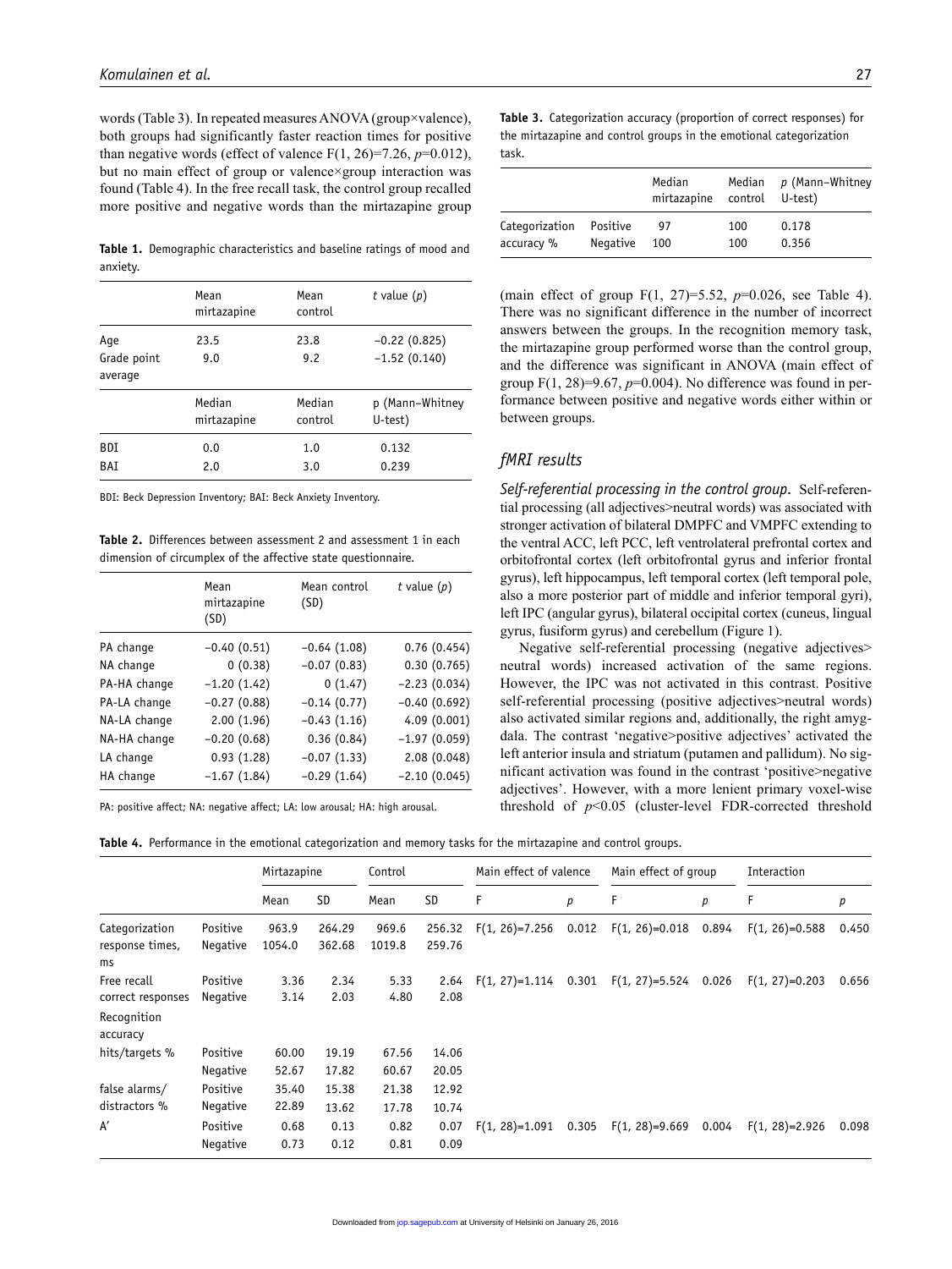words (Table 3). In repeated measures ANOVA (group×valence), both groups had significantly faster reaction times for positive than negative words (effect of valence $F(1, 26)=7.26$, $p=0.012$), but no main effect of group or valence×group interaction was found (Table 4). In the free recall task, the control group recalled more positive and negative words than the mirtazapine group (main effect of group $F(1, 27)=5.52$, $p=0.026$, see Table 4). There was no significant difference in the number of incorrect answers between the groups. In the recognition memory task, the mirtazapine group performed worse than the control group, and the difference was significant in ANOVA (main effect of group $F(1, 28)=9.67$, $p=0.004$). No difference was found in performance between positive and negative words either within or between groups.

**Table 1.** Demographic characteristics and baseline ratings of mood and anxiety.

| | Mean mirtazapine | Mean control | *t* value (*p*) |
|---|---|---|---|
| Age | 23.5 | 23.8 | −0.22 (0.825) |
| Grade point average | 9.0 | 9.2 | −1.52 (0.140) |
| | **Median mirtazapine** | **Median control** | **p (Mann–Whitney U-test)** |
| BDI | 0.0 | 1.0 | 0.132 |
| BAI | 2.0 | 3.0 | 0.239 |

BDI: Beck Depression Inventory; BAI: Beck Anxiety Inventory.

**Table 2.** Differences between assessment 2 and assessment 1 in each dimension of circumplex of the affective state questionnaire.

| | Mean mirtazapine (SD) | Mean control (SD) | *t* value (*p*) |
|---|---|---|---|
| PA change | −0.40 (0.51) | −0.64 (1.08) | 0.76 (0.454) |
| NA change | 0 (0.38) | −0.07 (0.83) | 0.30 (0.765) |
| PA-HA change | −1.20 (1.42) | 0 (1.47) | −2.23 (0.034) |
| PA-LA change | −0.27 (0.88) | −0.14 (0.77) | −0.40 (0.692) |
| NA-LA change | 2.00 (1.96) | −0.43 (1.16) | 4.09 (0.001) |
| NA-HA change | −0.20 (0.68) | 0.36 (0.84) | −1.97 (0.059) |
| LA change | 0.93 (1.28) | −0.07 (1.33) | 2.08 (0.048) |
| HA change | −1.67 (1.84) | −0.29 (1.64) | −2.10 (0.045) |

PA: positive affect; NA: negative affect; LA: low arousal; HA: high arousal.

**Table 3.** Categorization accuracy (proportion of correct responses) for the mirtazapine and control groups in the emotional categorization task.

| | | Median mirtazapine | Median control | *p* (Mann–Whitney U-test) |
|---|---|---|---|---|
| Categorization accuracy % | Positive | 97 | 100 | 0.178 |
| | Negative | 100 | 100 | 0.356 |

## fMRI results

*Self-referential processing in the control group.* Self-referential processing (all adjectives>neutral words) was associated with stronger activation of bilateral DMPFC and VMPFC extending to the ventral ACC, left PCC, left ventrolateral prefrontal cortex and orbitofrontal cortex (left orbitofrontal gyrus and inferior frontal gyrus), left hippocampus, left temporal cortex (left temporal pole, also a more posterior part of middle and inferior temporal gyri), left IPC (angular gyrus), bilateral occipital cortex (cuneus, lingual gyrus, fusiform gyrus) and cerebellum (Figure 1).

Negative self-referential processing (negative adjectives> neutral words) increased activation of the same regions. However, the IPC was not activated in this contrast. Positive self-referential processing (positive adjectives>neutral words) also activated similar regions and, additionally, the right amygdala. The contrast 'negative>positive adjectives' activated the left anterior insula and striatum (putamen and pallidum). No significant activation was found in the contrast 'positive>negative adjectives'. However, with a more lenient primary voxel-wise threshold of $p<0.05$ (cluster-level FDR-corrected threshold

**Table 4.** Performance in the emotional categorization and memory tasks for the mirtazapine and control groups.

| | | Mirtazapine | | Control | | Main effect of valence | | Main effect of group | | Interaction | |
|---|---|---|---|---|---|---|---|---|---|---|---|
| | | Mean | SD | Mean | SD | F | *p* | F | *p* | F | *p* |
| Categorization response times, ms | Positive | 963.9 | 264.29 | 969.6 | 256.32 | $F(1, 26)=7.256$ | 0.012 | $F(1, 26)=0.018$ | 0.894 | $F(1, 26)=0.588$ | 0.450 |
| | Negative | 1054.0 | 362.68 | 1019.8 | 259.76 | | | | | | |
| Free recall correct responses | Positive | 3.36 | 2.34 | 5.33 | 2.64 | $F(1, 27)=1.114$ | 0.301 | $F(1, 27)=5.524$ | 0.026 | $F(1, 27)=0.203$ | 0.656 |
| | Negative | 3.14 | 2.03 | 4.80 | 2.08 | | | | | | |
| Recognition accuracy | | | | | | | | | | | |
| hits/targets % | Positive | 60.00 | 19.19 | 67.56 | 14.06 | | | | | | |
| | Negative | 52.67 | 17.82 | 60.67 | 20.05 | | | | | | |
| false alarms/ distractors % | Positive | 35.40 | 15.38 | 21.38 | 12.92 | | | | | | |
| | Negative | 22.89 | 13.62 | 17.78 | 10.74 | | | | | | |
| A′ | Positive | 0.68 | 0.13 | 0.82 | 0.07 | $F(1, 28)=1.091$ | 0.305 | $F(1, 28)=9.669$ | 0.004 | $F(1, 28)=2.926$ | 0.098 |
| | Negative | 0.73 | 0.12 | 0.81 | 0.09 | | | | | | |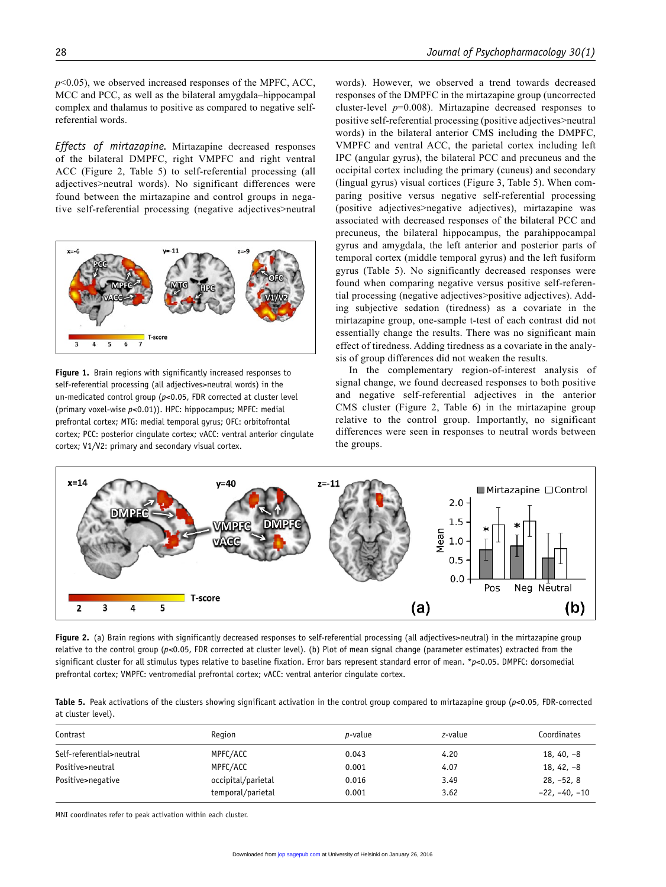$p<0.05$), we observed increased responses of the MPFC, ACC, MCC and PCC, as well as the bilateral amygdala–hippocampal complex and thalamus to positive as compared to negative self-referential words.

*Effects of mirtazapine.* Mirtazapine decreased responses of the bilateral DMPFC, right VMPFC and right ventral ACC (Figure 2, Table 5) to self-referential processing (all adjectives>neutral words). No significant differences were found between the mirtazapine and control groups in negative self-referential processing (negative adjectives>neutral words). However, we observed a trend towards decreased responses of the DMPFC in the mirtazapine group (uncorrected cluster-level $p=0.008$). Mirtazapine decreased responses to positive self-referential processing (positive adjectives>neutral words) in the bilateral anterior CMS including the DMPFC, VMPFC and ventral ACC, the parietal cortex including left IPC (angular gyrus), the bilateral PCC and precuneus and the occipital cortex including the primary (cuneus) and secondary (lingual gyrus) visual cortices (Figure 3, Table 5). When comparing positive versus negative self-referential processing (positive adjectives>negative adjectives), mirtazapine was associated with decreased responses of the bilateral PCC and precuneus, the bilateral hippocampus, the parahippocampal gyrus and amygdala, the left anterior and posterior parts of temporal cortex (middle temporal gyrus) and the left fusiform gyrus (Table 5). No significantly decreased responses were found when comparing negative versus positive self-referential processing (negative adjectives>positive adjectives). Adding subjective sedation (tiredness) as a covariate in the mirtazapine group, one-sample t-test of each contrast did not essentially change the results. There was no significant main effect of tiredness. Adding tiredness as a covariate in the analysis of group differences did not weaken the results.

In the complementary region-of-interest analysis of signal change, we found decreased responses to both positive and negative self-referential adjectives in the anterior CMS cluster (Figure 2, Table 6) in the mirtazapine group relative to the control group. Importantly, no significant differences were seen in responses to neutral words between the groups.

**Figure 1.** Brain regions with significantly increased responses to self-referential processing (all adjectives>neutral words) in the un-medicated control group ($p<0.05$, FDR corrected at cluster level (primary voxel-wise $p<0.01$)). HPC: hippocampus; MPFC: medial prefrontal cortex; MTG: medial temporal gyrus; OFC: orbitofrontal cortex; PCC: posterior cingulate cortex; vACC: ventral anterior cingulate cortex; V1/V2: primary and secondary visual cortex.

**Figure 2.** (a) Brain regions with significantly decreased responses to self-referential processing (all adjectives>neutral) in the mirtazapine group relative to the control group ($p<0.05$, FDR corrected at cluster level). (b) Plot of mean signal change (parameter estimates) extracted from the significant cluster for all stimulus types relative to baseline fixation. Error bars represent standard error of mean. *$p<0.05$. DMPFC: dorsomedial prefrontal cortex; VMPFC: ventromedial prefrontal cortex; vACC: ventral anterior cingulate cortex.

**Table 5.** Peak activations of the clusters showing significant activation in the control group compared to mirtazapine group ($p<0.05$, FDR-corrected at cluster level).

| Contrast | Region | *p*-value | *z*-value | Coordinates |
|---|---|---|---|---|
| Self-referential>neutral | MPFC/ACC | 0.043 | 4.20 | 18, 40, −8 |
| Positive>neutral | MPFC/ACC | 0.001 | 4.07 | 18, 42, −8 |
| Positive>negative | occipital/parietal | 0.016 | 3.49 | 28, −52, 8 |
| | temporal/parietal | 0.001 | 3.62 | −22, −40, −10 |

MNI coordinates refer to peak activation within each cluster.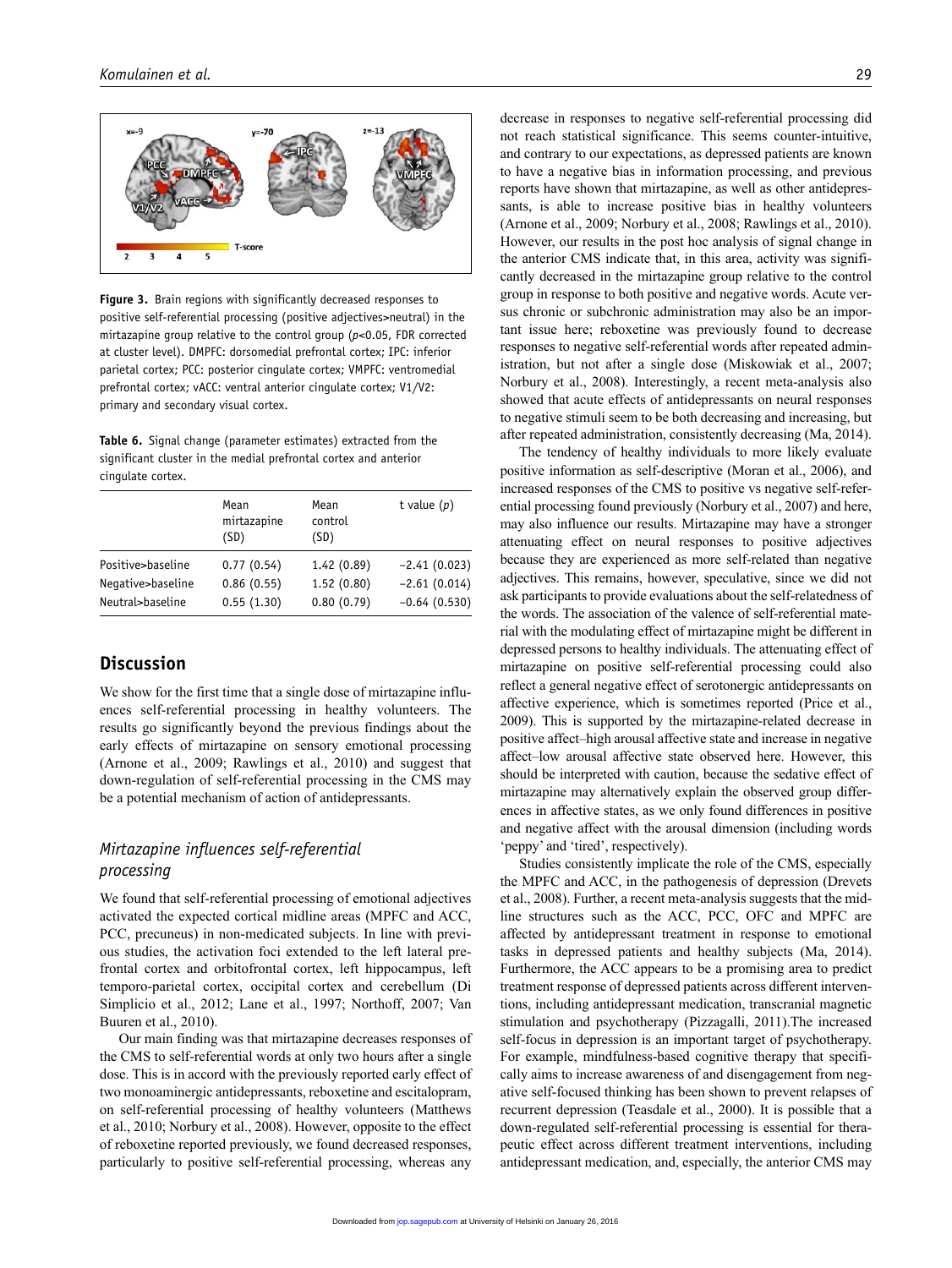**Figure 3.** Brain regions with significantly decreased responses to positive self-referential processing (positive adjectives>neutral) in the mirtazapine group relative to the control group ($p$<0.05, FDR corrected at cluster level). DMPFC: dorsomedial prefrontal cortex; IPC: inferior parietal cortex; PCC: posterior cingulate cortex; VMPFC: ventromedial prefrontal cortex; vACC: ventral anterior cingulate cortex; V1/V2: primary and secondary visual cortex.

**Table 6.** Signal change (parameter estimates) extracted from the significant cluster in the medial prefrontal cortex and anterior cingulate cortex.

| | Mean mirtazapine (SD) | Mean control (SD) | t value ($p$) |
|---|---|---|---|
| Positive>baseline | 0.77 (0.54) | 1.42 (0.89) | −2.41 (0.023) |
| Negative>baseline | 0.86 (0.55) | 1.52 (0.80) | −2.61 (0.014) |
| Neutral>baseline | 0.55 (1.30) | 0.80 (0.79) | −0.64 (0.530) |

## Discussion

We show for the first time that a single dose of mirtazapine influences self-referential processing in healthy volunteers. The results go significantly beyond the previous findings about the early effects of mirtazapine on sensory emotional processing (Arnone et al., 2009; Rawlings et al., 2010) and suggest that down-regulation of self-referential processing in the CMS may be a potential mechanism of action of antidepressants.

### *Mirtazapine influences self-referential processing*

We found that self-referential processing of emotional adjectives activated the expected cortical midline areas (MPFC and ACC, PCC, precuneus) in non-medicated subjects. In line with previous studies, the activation foci extended to the left lateral prefrontal cortex and orbitofrontal cortex, left hippocampus, left temporo-parietal cortex, occipital cortex and cerebellum (Di Simplicio et al., 2012; Lane et al., 1997; Northoff, 2007; Van Buuren et al., 2010).

Our main finding was that mirtazapine decreases responses of the CMS to self-referential words at only two hours after a single dose. This is in accord with the previously reported early effect of two monoaminergic antidepressants, reboxetine and escitalopram, on self-referential processing of healthy volunteers (Matthews et al., 2010; Norbury et al., 2008). However, opposite to the effect of reboxetine reported previously, we found decreased responses, particularly to positive self-referential processing, whereas any decrease in responses to negative self-referential processing did not reach statistical significance. This seems counter-intuitive, and contrary to our expectations, as depressed patients are known to have a negative bias in information processing, and previous reports have shown that mirtazapine, as well as other antidepressants, is able to increase positive bias in healthy volunteers (Arnone et al., 2009; Norbury et al., 2008; Rawlings et al., 2010). However, our results in the post hoc analysis of signal change in the anterior CMS indicate that, in this area, activity was significantly decreased in the mirtazapine group relative to the control group in response to both positive and negative words. Acute versus chronic or subchronic administration may also be an important issue here; reboxetine was previously found to decrease responses to negative self-referential words after repeated administration, but not after a single dose (Miskowiak et al., 2007; Norbury et al., 2008). Interestingly, a recent meta-analysis also showed that acute effects of antidepressants on neural responses to negative stimuli seem to be both decreasing and increasing, but after repeated administration, consistently decreasing (Ma, 2014).

The tendency of healthy individuals to more likely evaluate positive information as self-descriptive (Moran et al., 2006), and increased responses of the CMS to positive vs negative self-referential processing found previously (Norbury et al., 2007) and here, may also influence our results. Mirtazapine may have a stronger attenuating effect on neural responses to positive adjectives because they are experienced as more self-related than negative adjectives. This remains, however, speculative, since we did not ask participants to provide evaluations about the self-relatedness of the words. The association of the valence of self-referential material with the modulating effect of mirtazapine might be different in depressed persons to healthy individuals. The attenuating effect of mirtazapine on positive self-referential processing could also reflect a general negative effect of serotonergic antidepressants on affective experience, which is sometimes reported (Price et al., 2009). This is supported by the mirtazapine-related decrease in positive affect–high arousal affective state and increase in negative affect–low arousal affective state observed here. However, this should be interpreted with caution, because the sedative effect of mirtazapine may alternatively explain the observed group differences in affective states, as we only found differences in positive and negative affect with the arousal dimension (including words 'peppy' and 'tired', respectively).

Studies consistently implicate the role of the CMS, especially the MPFC and ACC, in the pathogenesis of depression (Drevets et al., 2008). Further, a recent meta-analysis suggests that the midline structures such as the ACC, PCC, OFC and MPFC are affected by antidepressant treatment in response to emotional tasks in depressed patients and healthy subjects (Ma, 2014). Furthermore, the ACC appears to be a promising area to predict treatment response of depressed patients across different interventions, including antidepressant medication, transcranial magnetic stimulation and psychotherapy (Pizzagalli, 2011).The increased self-focus in depression is an important target of psychotherapy. For example, mindfulness-based cognitive therapy that specifically aims to increase awareness of and disengagement from negative self-focused thinking has been shown to prevent relapses of recurrent depression (Teasdale et al., 2000). It is possible that a down-regulated self-referential processing is essential for therapeutic effect across different treatment interventions, including antidepressant medication, and, especially, the anterior CMS may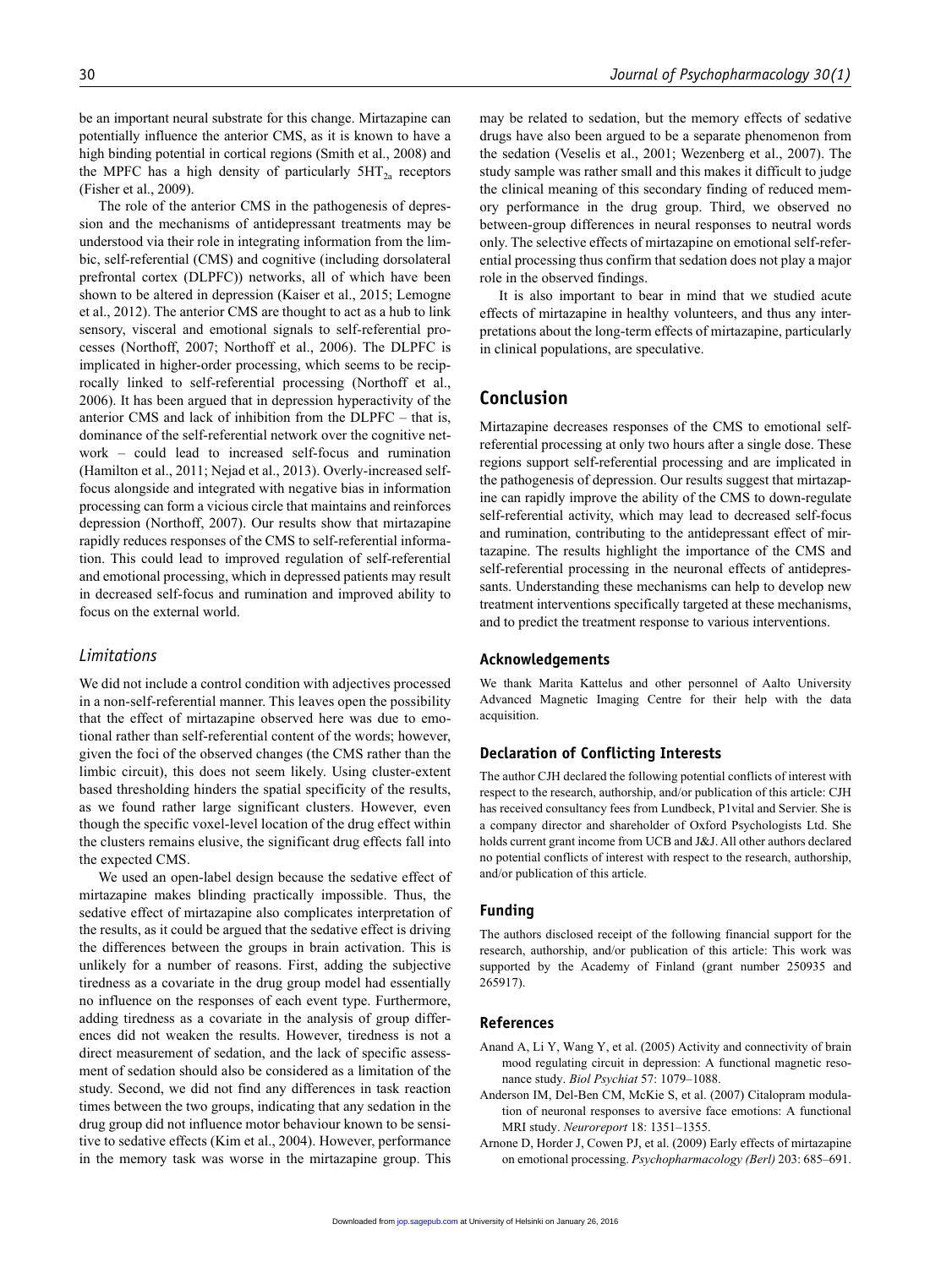be an important neural substrate for this change. Mirtazapine can potentially influence the anterior CMS, as it is known to have a high binding potential in cortical regions (Smith et al., 2008) and the MPFC has a high density of particularly $5HT_{2a}$ receptors (Fisher et al., 2009).

The role of the anterior CMS in the pathogenesis of depression and the mechanisms of antidepressant treatments may be understood via their role in integrating information from the limbic, self-referential (CMS) and cognitive (including dorsolateral prefrontal cortex (DLPFC)) networks, all of which have been shown to be altered in depression (Kaiser et al., 2015; Lemogne et al., 2012). The anterior CMS are thought to act as a hub to link sensory, visceral and emotional signals to self-referential processes (Northoff, 2007; Northoff et al., 2006). The DLPFC is implicated in higher-order processing, which seems to be reciprocally linked to self-referential processing (Northoff et al., 2006). It has been argued that in depression hyperactivity of the anterior CMS and lack of inhibition from the DLPFC – that is, dominance of the self-referential network over the cognitive network – could lead to increased self-focus and rumination (Hamilton et al., 2011; Nejad et al., 2013). Overly-increased self-focus alongside and integrated with negative bias in information processing can form a vicious circle that maintains and reinforces depression (Northoff, 2007). Our results show that mirtazapine rapidly reduces responses of the CMS to self-referential information. This could lead to improved regulation of self-referential and emotional processing, which in depressed patients may result in decreased self-focus and rumination and improved ability to focus on the external world.

### *Limitations*

We did not include a control condition with adjectives processed in a non-self-referential manner. This leaves open the possibility that the effect of mirtazapine observed here was due to emotional rather than self-referential content of the words; however, given the foci of the observed changes (the CMS rather than the limbic circuit), this does not seem likely. Using cluster-extent based thresholding hinders the spatial specificity of the results, as we found rather large significant clusters. However, even though the specific voxel-level location of the drug effect within the clusters remains elusive, the significant drug effects fall into the expected CMS.

We used an open-label design because the sedative effect of mirtazapine makes blinding practically impossible. Thus, the sedative effect of mirtazapine also complicates interpretation of the results, as it could be argued that the sedative effect is driving the differences between the groups in brain activation. This is unlikely for a number of reasons. First, adding the subjective tiredness as a covariate in the drug group model had essentially no influence on the responses of each event type. Furthermore, adding tiredness as a covariate in the analysis of group differences did not weaken the results. However, tiredness is not a direct measurement of sedation, and the lack of specific assessment of sedation should also be considered as a limitation of the study. Second, we did not find any differences in task reaction times between the two groups, indicating that any sedation in the drug group did not influence motor behaviour known to be sensitive to sedative effects (Kim et al., 2004). However, performance in the memory task was worse in the mirtazapine group. This may be related to sedation, but the memory effects of sedative drugs have also been argued to be a separate phenomenon from the sedation (Veselis et al., 2001; Wezenberg et al., 2007). The study sample was rather small and this makes it difficult to judge the clinical meaning of this secondary finding of reduced memory performance in the drug group. Third, we observed no between-group differences in neural responses to neutral words only. The selective effects of mirtazapine on emotional self-referential processing thus confirm that sedation does not play a major role in the observed findings.

It is also important to bear in mind that we studied acute effects of mirtazapine in healthy volunteers, and thus any interpretations about the long-term effects of mirtazapine, particularly in clinical populations, are speculative.

## Conclusion

Mirtazapine decreases responses of the CMS to emotional self-referential processing at only two hours after a single dose. These regions support self-referential processing and are implicated in the pathogenesis of depression. Our results suggest that mirtazapine can rapidly improve the ability of the CMS to down-regulate self-referential activity, which may lead to decreased self-focus and rumination, contributing to the antidepressant effect of mirtazapine. The results highlight the importance of the CMS and self-referential processing in the neuronal effects of antidepressants. Understanding these mechanisms can help to develop new treatment interventions specifically targeted at these mechanisms, and to predict the treatment response to various interventions.

### Acknowledgements

We thank Marita Kattelus and other personnel of Aalto University Advanced Magnetic Imaging Centre for their help with the data acquisition.

### Declaration of Conflicting Interests

The author CJH declared the following potential conflicts of interest with respect to the research, authorship, and/or publication of this article: CJH has received consultancy fees from Lundbeck, P1vital and Servier. She is a company director and shareholder of Oxford Psychologists Ltd. She holds current grant income from UCB and J&J. All other authors declared no potential conflicts of interest with respect to the research, authorship, and/or publication of this article.

### Funding

The authors disclosed receipt of the following financial support for the research, authorship, and/or publication of this article: This work was supported by the Academy of Finland (grant number 250935 and 265917).

### References

Anand A, Li Y, Wang Y, et al. (2005) Activity and connectivity of brain mood regulating circuit in depression: A functional magnetic resonance study. *Biol Psychiat* 57: 1079–1088.

Anderson IM, Del-Ben CM, McKie S, et al. (2007) Citalopram modulation of neuronal responses to aversive face emotions: A functional MRI study. *Neuroreport* 18: 1351–1355.

Arnone D, Horder J, Cowen PJ, et al. (2009) Early effects of mirtazapine on emotional processing. *Psychopharmacology (Berl)* 203: 685–691.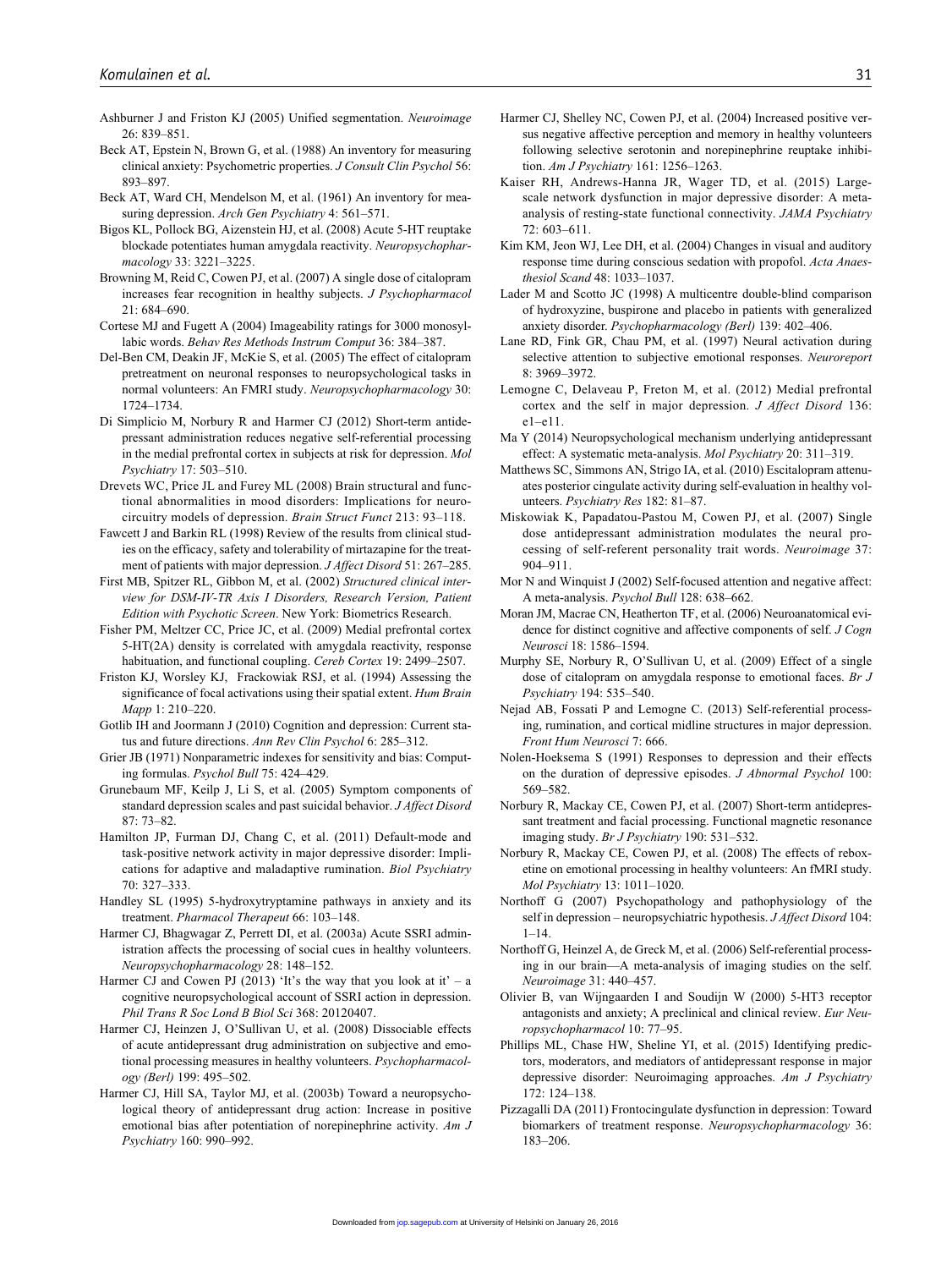Ashburner J and Friston KJ (2005) Unified segmentation. *Neuroimage* 26: 839–851.

Beck AT, Epstein N, Brown G, et al. (1988) An inventory for measuring clinical anxiety: Psychometric properties. *J Consult Clin Psychol* 56: 893–897.

Beck AT, Ward CH, Mendelson M, et al. (1961) An inventory for measuring depression. *Arch Gen Psychiatry* 4: 561–571.

Bigos KL, Pollock BG, Aizenstein HJ, et al. (2008) Acute 5-HT reuptake blockade potentiates human amygdala reactivity. *Neuropsychopharmacology* 33: 3221–3225.

Browning M, Reid C, Cowen PJ, et al. (2007) A single dose of citalopram increases fear recognition in healthy subjects. *J Psychopharmacol* 21: 684–690.

Cortese MJ and Fugett A (2004) Imageability ratings for 3000 monosyllabic words. *Behav Res Methods Instrum Comput* 36: 384–387.

Del-Ben CM, Deakin JF, McKie S, et al. (2005) The effect of citalopram pretreatment on neuronal responses to neuropsychological tasks in normal volunteers: An FMRI study. *Neuropsychopharmacology* 30: 1724–1734.

Di Simplicio M, Norbury R and Harmer CJ (2012) Short-term antidepressant administration reduces negative self-referential processing in the medial prefrontal cortex in subjects at risk for depression. *Mol Psychiatry* 17: 503–510.

Drevets WC, Price JL and Furey ML (2008) Brain structural and functional abnormalities in mood disorders: Implications for neurocircuitry models of depression. *Brain Struct Funct* 213: 93–118.

Fawcett J and Barkin RL (1998) Review of the results from clinical studies on the efficacy, safety and tolerability of mirtazapine for the treatment of patients with major depression. *J Affect Disord* 51: 267–285.

First MB, Spitzer RL, Gibbon M, et al. (2002) *Structured clinical interview for DSM-IV-TR Axis I Disorders, Research Version, Patient Edition with Psychotic Screen*. New York: Biometrics Research.

Fisher PM, Meltzer CC, Price JC, et al. (2009) Medial prefrontal cortex 5-HT(2A) density is correlated with amygdala reactivity, response habituation, and functional coupling. *Cereb Cortex* 19: 2499–2507.

Friston KJ, Worsley KJ, Frackowiak RSJ, et al. (1994) Assessing the significance of focal activations using their spatial extent. *Hum Brain Mapp* 1: 210–220.

Gotlib IH and Joormann J (2010) Cognition and depression: Current status and future directions. *Ann Rev Clin Psychol* 6: 285–312.

Grier JB (1971) Nonparametric indexes for sensitivity and bias: Computing formulas. *Psychol Bull* 75: 424–429.

Grunebaum MF, Keilp J, Li S, et al. (2005) Symptom components of standard depression scales and past suicidal behavior. *J Affect Disord* 87: 73–82.

Hamilton JP, Furman DJ, Chang C, et al. (2011) Default-mode and task-positive network activity in major depressive disorder: Implications for adaptive and maladaptive rumination. *Biol Psychiatry* 70: 327–333.

Handley SL (1995) 5-hydroxytryptamine pathways in anxiety and its treatment. *Pharmacol Therapeut* 66: 103–148.

Harmer CJ, Bhagwagar Z, Perrett DI, et al. (2003a) Acute SSRI administration affects the processing of social cues in healthy volunteers. *Neuropsychopharmacology* 28: 148–152.

Harmer CJ and Cowen PJ (2013) 'It's the way that you look at it' – a cognitive neuropsychological account of SSRI action in depression. *Phil Trans R Soc Lond B Biol Sci* 368: 20120407.

Harmer CJ, Heinzen J, O'Sullivan U, et al. (2008) Dissociable effects of acute antidepressant drug administration on subjective and emotional processing measures in healthy volunteers. *Psychopharmacology (Berl)* 199: 495–502.

Harmer CJ, Hill SA, Taylor MJ, et al. (2003b) Toward a neuropsychological theory of antidepressant drug action: Increase in positive emotional bias after potentiation of norepinephrine activity. *Am J Psychiatry* 160: 990–992.

Harmer CJ, Shelley NC, Cowen PJ, et al. (2004) Increased positive versus negative affective perception and memory in healthy volunteers following selective serotonin and norepinephrine reuptake inhibition. *Am J Psychiatry* 161: 1256–1263.

Kaiser RH, Andrews-Hanna JR, Wager TD, et al. (2015) Large-scale network dysfunction in major depressive disorder: A meta-analysis of resting-state functional connectivity. *JAMA Psychiatry* 72: 603–611.

Kim KM, Jeon WJ, Lee DH, et al. (2004) Changes in visual and auditory response time during conscious sedation with propofol. *Acta Anaesthesiol Scand* 48: 1033–1037.

Lader M and Scotto JC (1998) A multicentre double-blind comparison of hydroxyzine, buspirone and placebo in patients with generalized anxiety disorder. *Psychopharmacology (Berl)* 139: 402–406.

Lane RD, Fink GR, Chau PM, et al. (1997) Neural activation during selective attention to subjective emotional responses. *Neuroreport* 8: 3969–3972.

Lemogne C, Delaveau P, Freton M, et al. (2012) Medial prefrontal cortex and the self in major depression. *J Affect Disord* 136: e1–e11.

Ma Y (2014) Neuropsychological mechanism underlying antidepressant effect: A systematic meta-analysis. *Mol Psychiatry* 20: 311–319.

Matthews SC, Simmons AN, Strigo IA, et al. (2010) Escitalopram attenuates posterior cingulate activity during self-evaluation in healthy volunteers. *Psychiatry Res* 182: 81–87.

Miskowiak K, Papadatou-Pastou M, Cowen PJ, et al. (2007) Single dose antidepressant administration modulates the neural processing of self-referent personality trait words. *Neuroimage* 37: 904–911.

Mor N and Winquist J (2002) Self-focused attention and negative affect: A meta-analysis. *Psychol Bull* 128: 638–662.

Moran JM, Macrae CN, Heatherton TF, et al. (2006) Neuroanatomical evidence for distinct cognitive and affective components of self. *J Cogn Neurosci* 18: 1586–1594.

Murphy SE, Norbury R, O'Sullivan U, et al. (2009) Effect of a single dose of citalopram on amygdala response to emotional faces. *Br J Psychiatry* 194: 535–540.

Nejad AB, Fossati P and Lemogne C. (2013) Self-referential processing, rumination, and cortical midline structures in major depression. *Front Hum Neurosci* 7: 666.

Nolen-Hoeksema S (1991) Responses to depression and their effects on the duration of depressive episodes. *J Abnormal Psychol* 100: 569–582.

Norbury R, Mackay CE, Cowen PJ, et al. (2007) Short-term antidepressant treatment and facial processing. Functional magnetic resonance imaging study. *Br J Psychiatry* 190: 531–532.

Norbury R, Mackay CE, Cowen PJ, et al. (2008) The effects of reboxetine on emotional processing in healthy volunteers: An fMRI study. *Mol Psychiatry* 13: 1011–1020.

Northoff G (2007) Psychopathology and pathophysiology of the self in depression – neuropsychiatric hypothesis. *J Affect Disord* 104: 1–14.

Northoff G, Heinzel A, de Greck M, et al. (2006) Self-referential processing in our brain—A meta-analysis of imaging studies on the self. *Neuroimage* 31: 440–457.

Olivier B, van Wijngaarden I and Soudijn W (2000) 5-HT3 receptor antagonists and anxiety; A preclinical and clinical review. *Eur Neuropsychopharmacol* 10: 77–95.

Phillips ML, Chase HW, Sheline YI, et al. (2015) Identifying predictors, moderators, and mediators of antidepressant response in major depressive disorder: Neuroimaging approaches. *Am J Psychiatry* 172: 124–138.

Pizzagalli DA (2011) Frontocingulate dysfunction in depression: Toward biomarkers of treatment response. *Neuropsychopharmacology* 36: 183–206.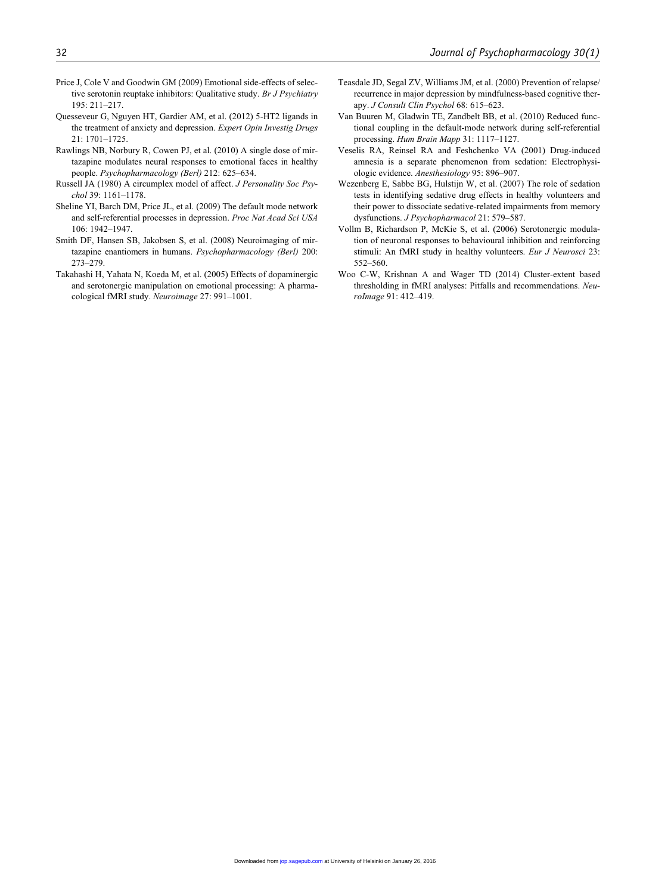Price J, Cole V and Goodwin GM (2009) Emotional side-effects of selective serotonin reuptake inhibitors: Qualitative study. *Br J Psychiatry* 195: 211–217.

Quesseveur G, Nguyen HT, Gardier AM, et al. (2012) 5-HT2 ligands in the treatment of anxiety and depression. *Expert Opin Investig Drugs* 21: 1701–1725.

Rawlings NB, Norbury R, Cowen PJ, et al. (2010) A single dose of mirtazapine modulates neural responses to emotional faces in healthy people. *Psychopharmacology (Berl)* 212: 625–634.

Russell JA (1980) A circumplex model of affect. *J Personality Soc Psychol* 39: 1161–1178.

Sheline YI, Barch DM, Price JL, et al. (2009) The default mode network and self-referential processes in depression. *Proc Nat Acad Sci USA* 106: 1942–1947.

Smith DF, Hansen SB, Jakobsen S, et al. (2008) Neuroimaging of mirtazapine enantiomers in humans. *Psychopharmacology (Berl)* 200: 273–279.

Takahashi H, Yahata N, Koeda M, et al. (2005) Effects of dopaminergic and serotonergic manipulation on emotional processing: A pharmacological fMRI study. *Neuroimage* 27: 991–1001.

Teasdale JD, Segal ZV, Williams JM, et al. (2000) Prevention of relapse/recurrence in major depression by mindfulness-based cognitive therapy. *J Consult Clin Psychol* 68: 615–623.

Van Buuren M, Gladwin TE, Zandbelt BB, et al. (2010) Reduced functional coupling in the default-mode network during self-referential processing. *Hum Brain Mapp* 31: 1117–1127.

Veselis RA, Reinsel RA and Feshchenko VA (2001) Drug-induced amnesia is a separate phenomenon from sedation: Electrophysiologic evidence. *Anesthesiology* 95: 896–907.

Wezenberg E, Sabbe BG, Hulstijn W, et al. (2007) The role of sedation tests in identifying sedative drug effects in healthy volunteers and their power to dissociate sedative-related impairments from memory dysfunctions. *J Psychopharmacol* 21: 579–587.

Vollm B, Richardson P, McKie S, et al. (2006) Serotonergic modulation of neuronal responses to behavioural inhibition and reinforcing stimuli: An fMRI study in healthy volunteers. *Eur J Neurosci* 23: 552–560.

Woo C-W, Krishnan A and Wager TD (2014) Cluster-extent based thresholding in fMRI analyses: Pitfalls and recommendations. *NeuroImage* 91: 412–419.